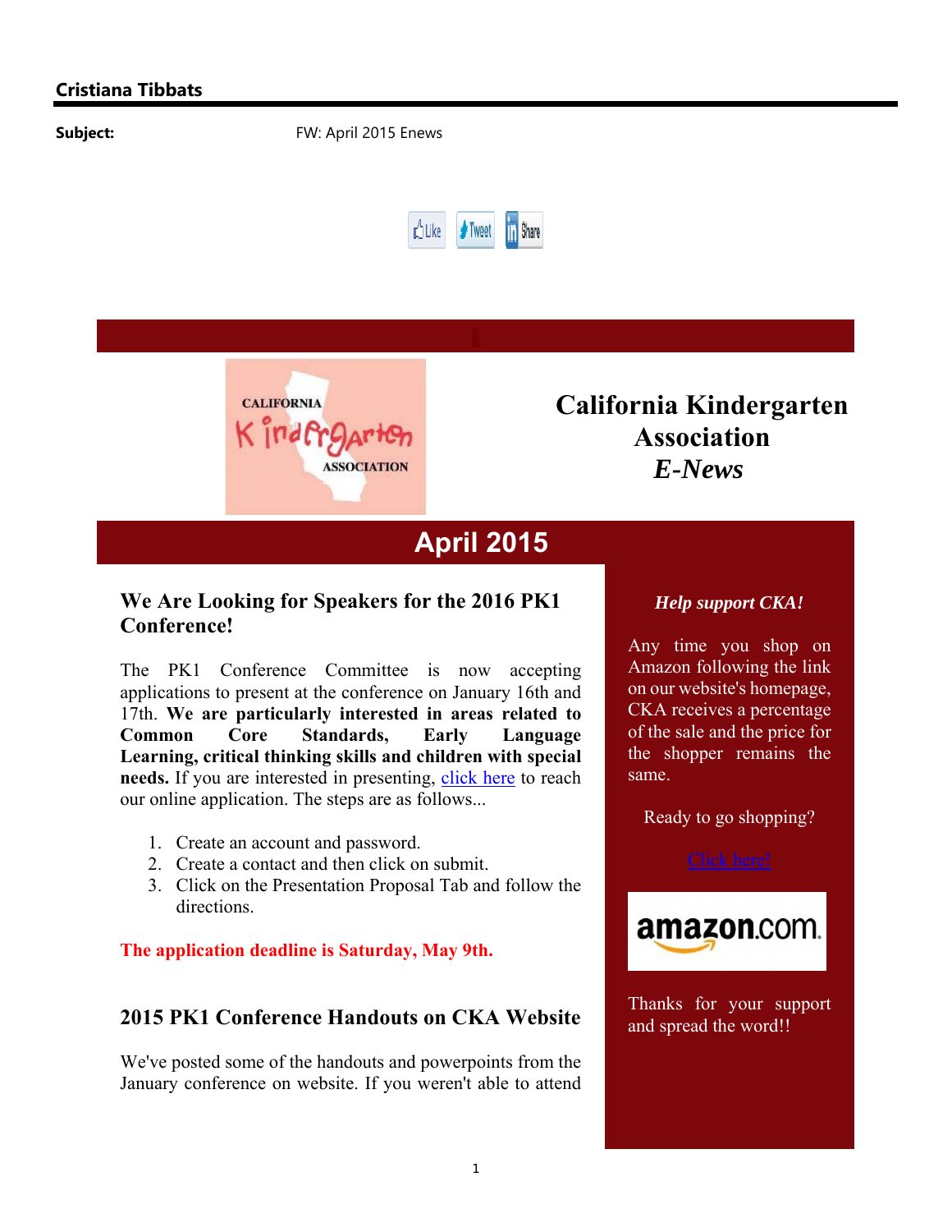**Cristiana Tibbats**

**Subject:** FW: April 2015 Enews

Like Tweet Share

# California Kindergarten Association *E-News*

## April 2015

### We Are Looking for Speakers for the 2016 PK1 Conference!

The PK1 Conference Committee is now accepting applications to present at the conference on January 16th and 17th. **We are particularly interested in areas related to Common Core Standards, Early Language Learning, critical thinking skills and children with special needs.** If you are interested in presenting, click here to reach our online application. The steps are as follows...

1. Create an account and password.
2. Create a contact and then click on submit.
3. Click on the Presentation Proposal Tab and follow the directions.

**The application deadline is Saturday, May 9th.**

### 2015 PK1 Conference Handouts on CKA Website

We've posted some of the handouts and powerpoints from the January conference on website. If you weren't able to attend

***Help support CKA!***

Any time you shop on Amazon following the link on our website's homepage, CKA receives a percentage of the sale and the price for the shopper remains the same.

Ready to go shopping?

Click here!

amazon.com

Thanks for your support and spread the word!!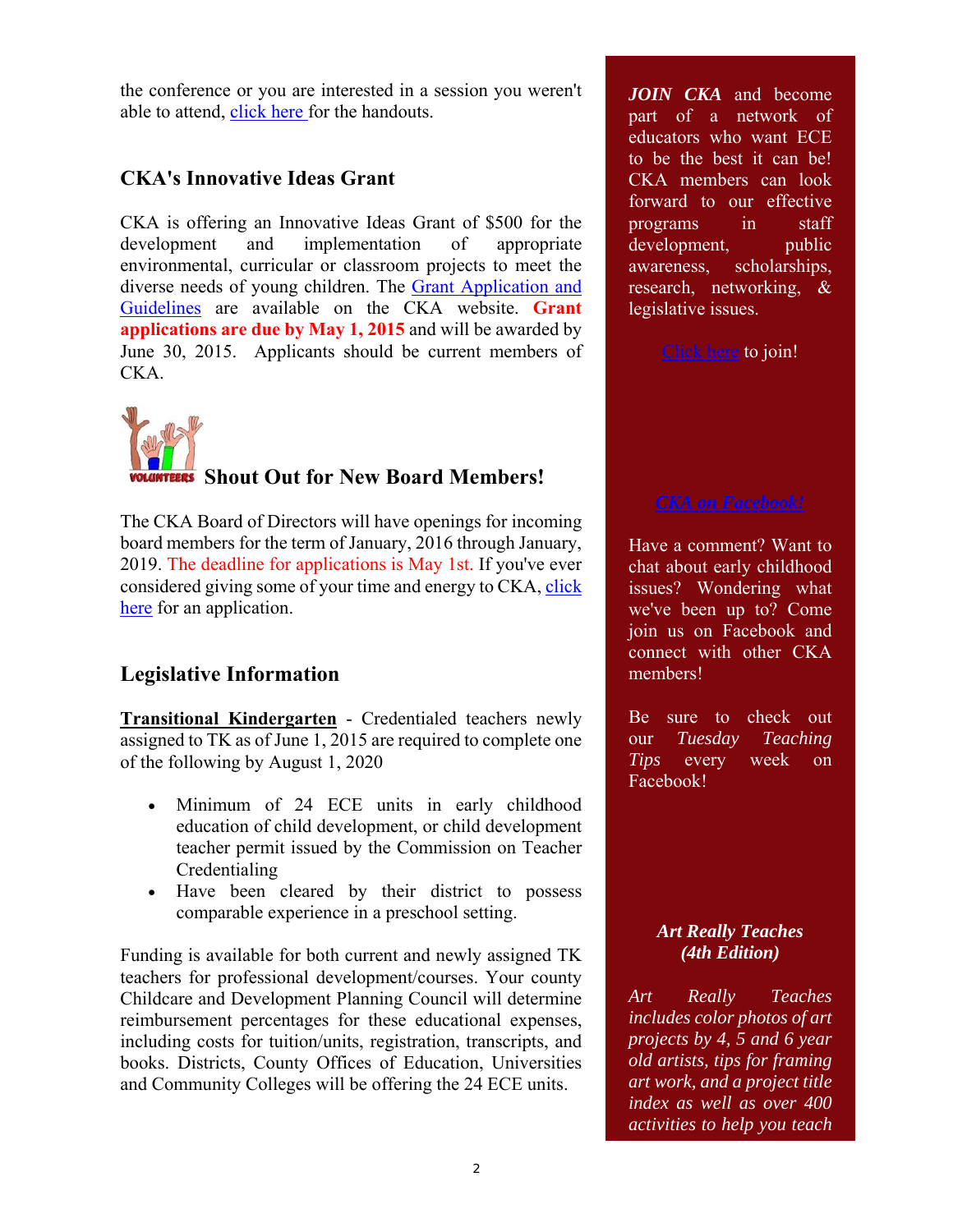the conference or you are interested in a session you weren't able to attend, click here for the handouts.

## CKA's Innovative Ideas Grant

CKA is offering an Innovative Ideas Grant of $500 for the development and implementation of appropriate environmental, curricular or classroom projects to meet the diverse needs of young children. The Grant Application and Guidelines are available on the CKA website. **Grant applications are due by May 1, 2015** and will be awarded by June 30, 2015. Applicants should be current members of CKA.

## Shout Out for New Board Members!

The CKA Board of Directors will have openings for incoming board members for the term of January, 2016 through January, 2019. The deadline for applications is May 1st. If you've ever considered giving some of your time and energy to CKA, click here for an application.

## Legislative Information

**Transitional Kindergarten** - Credentialed teachers newly assigned to TK as of June 1, 2015 are required to complete one of the following by August 1, 2020

- Minimum of 24 ECE units in early childhood education of child development, or child development teacher permit issued by the Commission on Teacher Credentialing
- Have been cleared by their district to possess comparable experience in a preschool setting.

Funding is available for both current and newly assigned TK teachers for professional development/courses. Your county Childcare and Development Planning Council will determine reimbursement percentages for these educational expenses, including costs for tuition/units, registration, transcripts, and books. Districts, County Offices of Education, Universities and Community Colleges will be offering the 24 ECE units.

***JOIN CKA*** and become part of a network of educators who want ECE to be the best it can be! CKA members can look forward to our effective programs in staff development, public awareness, scholarships, research, networking, & legislative issues.

Click here to join!

***CKA on Facebook!***

Have a comment? Want to chat about early childhood issues? Wondering what we've been up to? Come join us on Facebook and connect with other CKA members!

Be sure to check out our *Tuesday Teaching Tips* every week on Facebook!

***Art Really Teaches (4th Edition)***

*Art Really Teaches includes color photos of art projects by 4, 5 and 6 year old artists, tips for framing art work, and a project title index as well as over 400 activities to help you teach*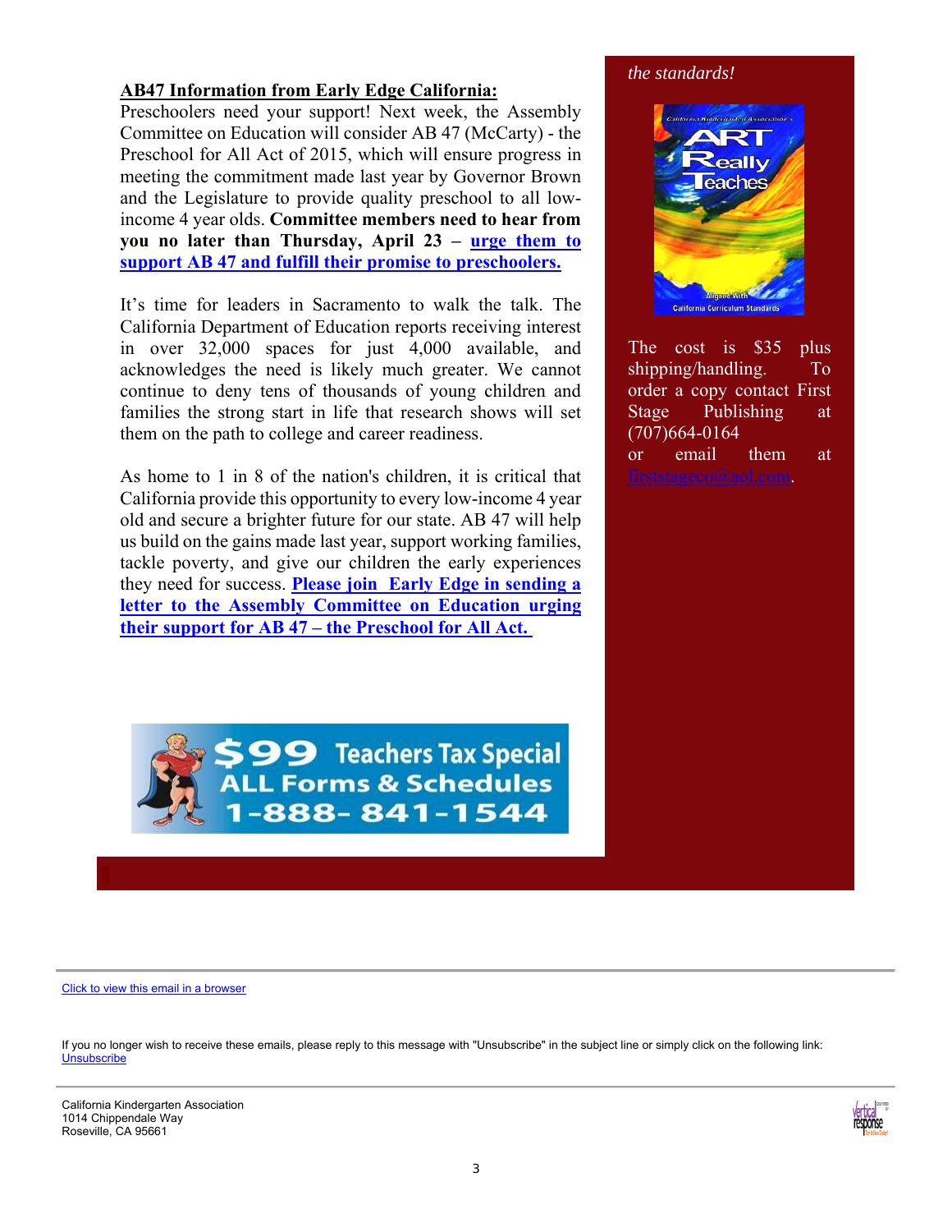## AB47 Information from Early Edge California:

Preschoolers need your support! Next week, the Assembly Committee on Education will consider AB 47 (McCarty) - the Preschool for All Act of 2015, which will ensure progress in meeting the commitment made last year by Governor Brown and the Legislature to provide quality preschool to all low-income 4 year olds. **Committee members need to hear from you no later than Thursday, April 23 – urge them to support AB 47 and fulfill their promise to preschoolers.**

It's time for leaders in Sacramento to walk the talk. The California Department of Education reports receiving interest in over 32,000 spaces for just 4,000 available, and acknowledges the need is likely much greater. We cannot continue to deny tens of thousands of young children and families the strong start in life that research shows will set them on the path to college and career readiness.

As home to 1 in 8 of the nation's children, it is critical that California provide this opportunity to every low-income 4 year old and secure a brighter future for our state. AB 47 will help us build on the gains made last year, support working families, tackle poverty, and give our children the early experiences they need for success. **Please join Early Edge in sending a letter to the Assembly Committee on Education urging their support for AB 47 – the Preschool for All Act.**

$99 Teachers Tax Special
ALL Forms & Schedules
1-888- 841-1544

*the standards!*

California Kindergarten Association's
ART Really Teaches
Aligned With California Curriculum Standards

The cost is $35 plus shipping/handling. To order a copy contact First Stage Publishing at (707)664-0164 or email them at firststageco@aol.com.

Click to view this email in a browser

If you no longer wish to receive these emails, please reply to this message with "Unsubscribe" in the subject line or simply click on the following link: Unsubscribe

California Kindergarten Association
1014 Chippendale Way
Roseville, CA 95661